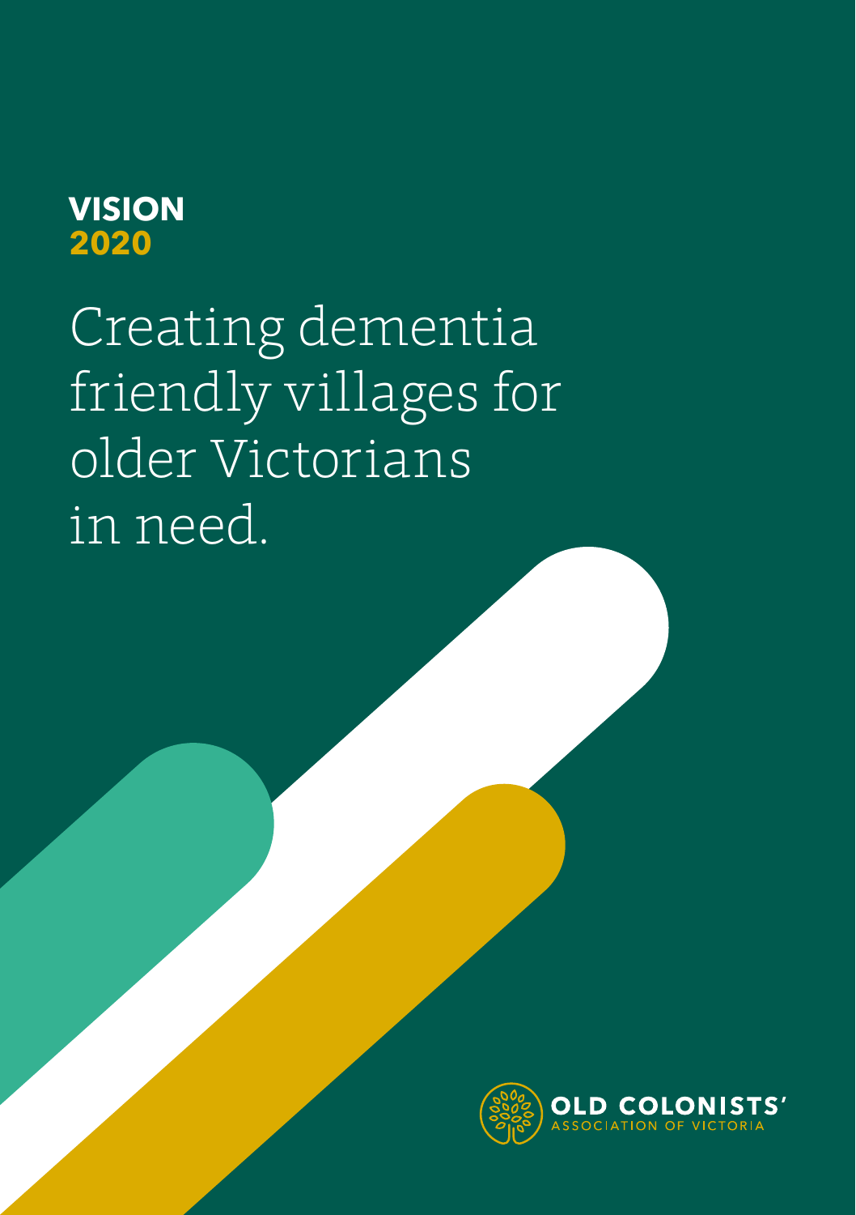**VISION**
**2020**

# Creating dementia friendly villages for older Victorians in need.

OLD COLONISTS'
ASSOCIATION OF VICTORIA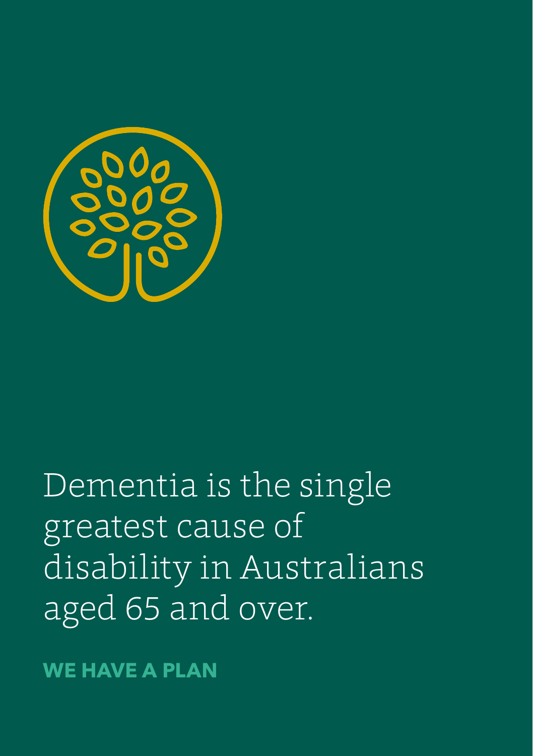Dementia is the single greatest cause of disability in Australians aged 65 and over.

**WE HAVE A PLAN**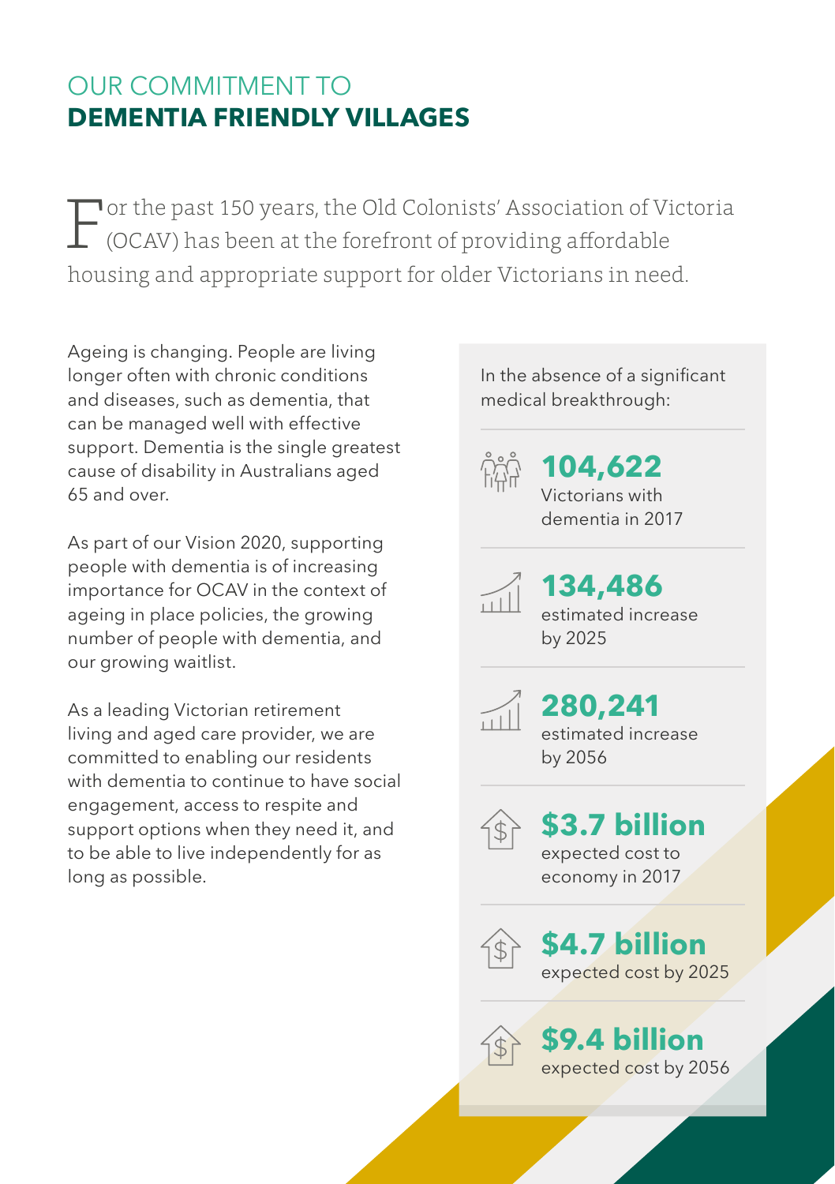# OUR COMMITMENT TO **DEMENTIA FRIENDLY VILLAGES**

For the past 150 years, the Old Colonists' Association of Victoria (OCAV) has been at the forefront of providing affordable housing and appropriate support for older Victorians in need.

Ageing is changing. People are living longer often with chronic conditions and diseases, such as dementia, that can be managed well with effective support. Dementia is the single greatest cause of disability in Australians aged 65 and over.

As part of our Vision 2020, supporting people with dementia is of increasing importance for OCAV in the context of ageing in place policies, the growing number of people with dementia, and our growing waitlist.

As a leading Victorian retirement living and aged care provider, we are committed to enabling our residents with dementia to continue to have social engagement, access to respite and support options when they need it, and to be able to live independently for as long as possible.

In the absence of a significant medical breakthrough:

**104,622**
Victorians with dementia in 2017

**134,486**
estimated increase by 2025

**280,241**
estimated increase by 2056

**$3.7 billion**
expected cost to economy in 2017

**$4.7 billion**
expected cost by 2025

**$9.4 billion**
expected cost by 2056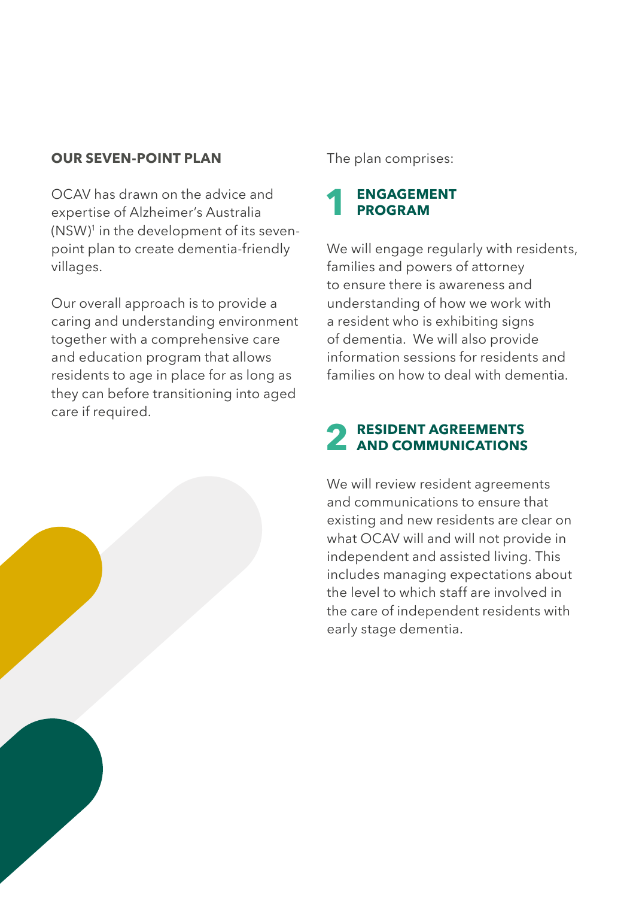## OUR SEVEN-POINT PLAN

OCAV has drawn on the advice and expertise of Alzheimer's Australia (NSW)[1] in the development of its seven-point plan to create dementia-friendly villages.

Our overall approach is to provide a caring and understanding environment together with a comprehensive care and education program that allows residents to age in place for as long as they can before transitioning into aged care if required.

The plan comprises:

### 1 ENGAGEMENT PROGRAM

We will engage regularly with residents, families and powers of attorney to ensure there is awareness and understanding of how we work with a resident who is exhibiting signs of dementia. We will also provide information sessions for residents and families on how to deal with dementia.

### 2 RESIDENT AGREEMENTS AND COMMUNICATIONS

We will review resident agreements and communications to ensure that existing and new residents are clear on what OCAV will and will not provide in independent and assisted living. This includes managing expectations about the level to which staff are involved in the care of independent residents with early stage dementia.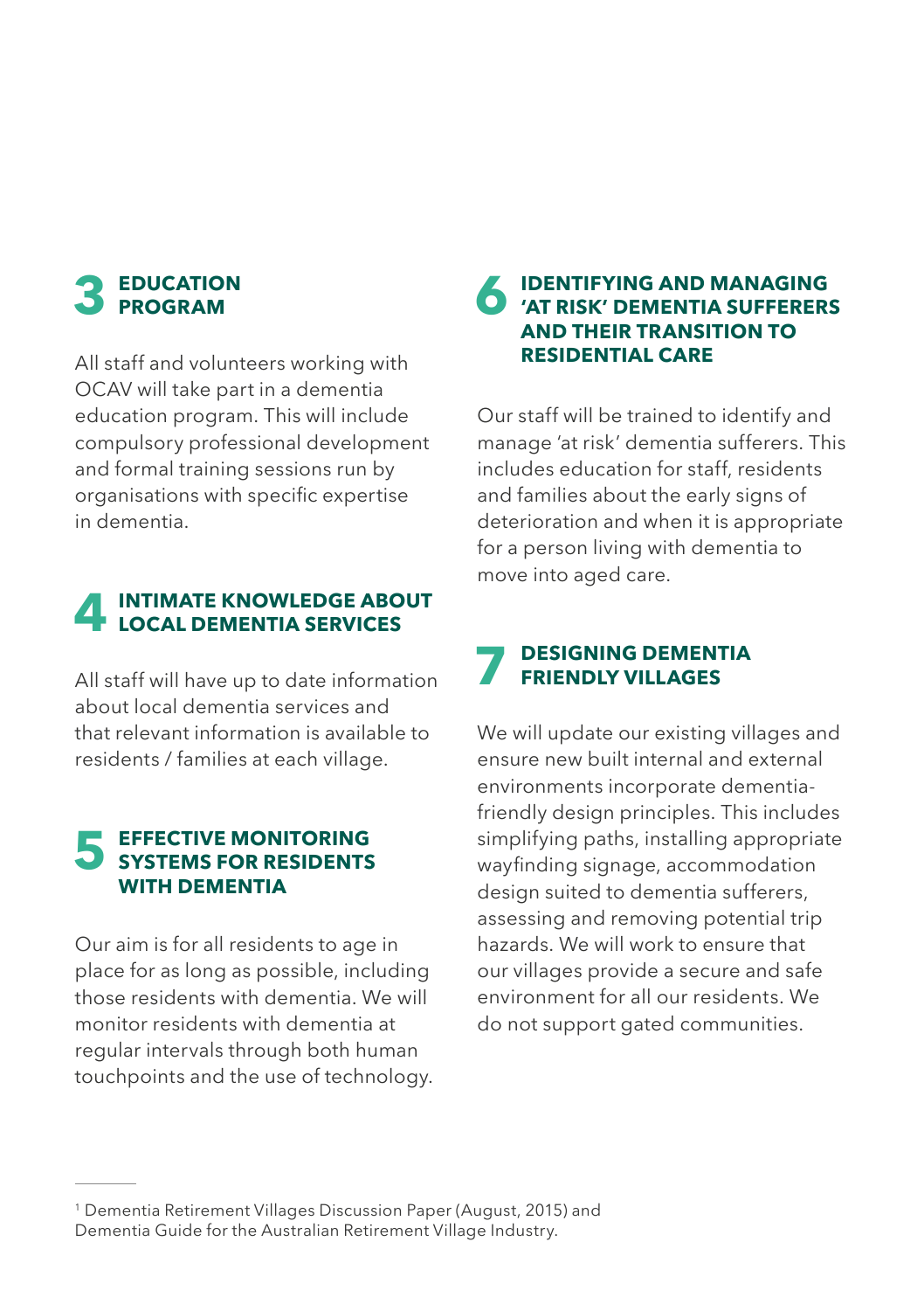## 3 EDUCATION PROGRAM

All staff and volunteers working with OCAV will take part in a dementia education program. This will include compulsory professional development and formal training sessions run by organisations with specific expertise in dementia.

## 4 INTIMATE KNOWLEDGE ABOUT LOCAL DEMENTIA SERVICES

All staff will have up to date information about local dementia services and that relevant information is available to residents / families at each village.

## 5 EFFECTIVE MONITORING SYSTEMS FOR RESIDENTS WITH DEMENTIA

Our aim is for all residents to age in place for as long as possible, including those residents with dementia. We will monitor residents with dementia at regular intervals through both human touchpoints and the use of technology.

## 6 IDENTIFYING AND MANAGING 'AT RISK' DEMENTIA SUFFERERS AND THEIR TRANSITION TO RESIDENTIAL CARE

Our staff will be trained to identify and manage 'at risk' dementia sufferers. This includes education for staff, residents and families about the early signs of deterioration and when it is appropriate for a person living with dementia to move into aged care.

## 7 DESIGNING DEMENTIA FRIENDLY VILLAGES

We will update our existing villages and ensure new built internal and external environments incorporate dementia-friendly design principles. This includes simplifying paths, installing appropriate wayfinding signage, accommodation design suited to dementia sufferers, assessing and removing potential trip hazards. We will work to ensure that our villages provide a secure and safe environment for all our residents. We do not support gated communities.

---

[1] Dementia Retirement Villages Discussion Paper (August, 2015) and Dementia Guide for the Australian Retirement Village Industry.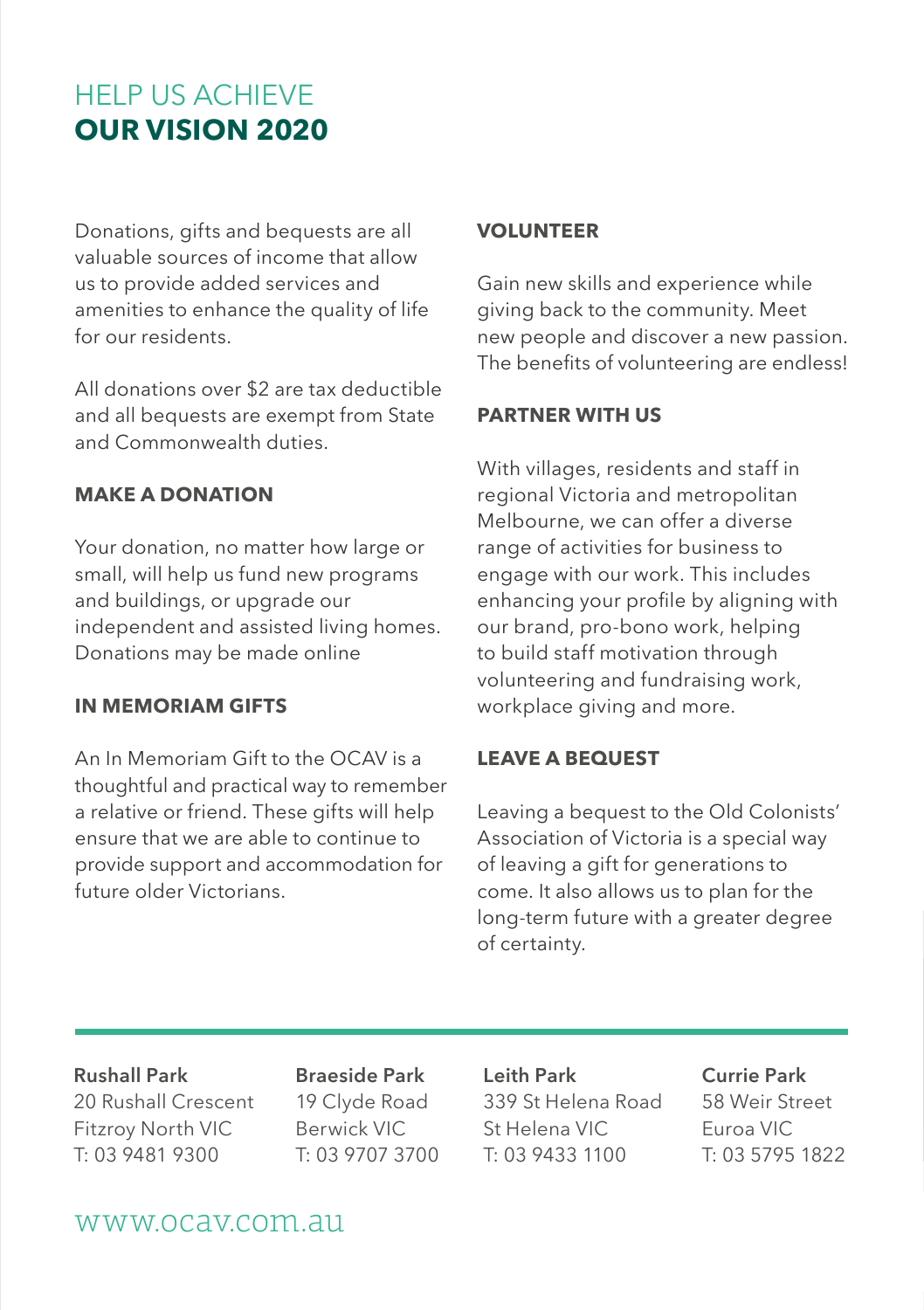# HELP US ACHIEVE **OUR VISION 2020**

Donations, gifts and bequests are all valuable sources of income that allow us to provide added services and amenities to enhance the quality of life for our residents.

All donations over $2 are tax deductible and all bequests are exempt from State and Commonwealth duties.

### MAKE A DONATION

Your donation, no matter how large or small, will help us fund new programs and buildings, or upgrade our independent and assisted living homes. Donations may be made online

### IN MEMORIAM GIFTS

An In Memoriam Gift to the OCAV is a thoughtful and practical way to remember a relative or friend. These gifts will help ensure that we are able to continue to provide support and accommodation for future older Victorians.

### VOLUNTEER

Gain new skills and experience while giving back to the community. Meet new people and discover a new passion. The benefits of volunteering are endless!

### PARTNER WITH US

With villages, residents and staff in regional Victoria and metropolitan Melbourne, we can offer a diverse range of activities for business to engage with our work. This includes enhancing your profile by aligning with our brand, pro-bono work, helping to build staff motivation through volunteering and fundraising work, workplace giving and more.

### LEAVE A BEQUEST

Leaving a bequest to the Old Colonists' Association of Victoria is a special way of leaving a gift for generations to come. It also allows us to plan for the long-term future with a greater degree of certainty.

**Rushall Park**
20 Rushall Crescent
Fitzroy North VIC
T: 03 9481 9300

**Braeside Park**
19 Clyde Road
Berwick VIC
T: 03 9707 3700

**Leith Park**
339 St Helena Road
St Helena VIC
T: 03 9433 1100

**Currie Park**
58 Weir Street
Euroa VIC
T: 03 5795 1822

www.ocav.com.au